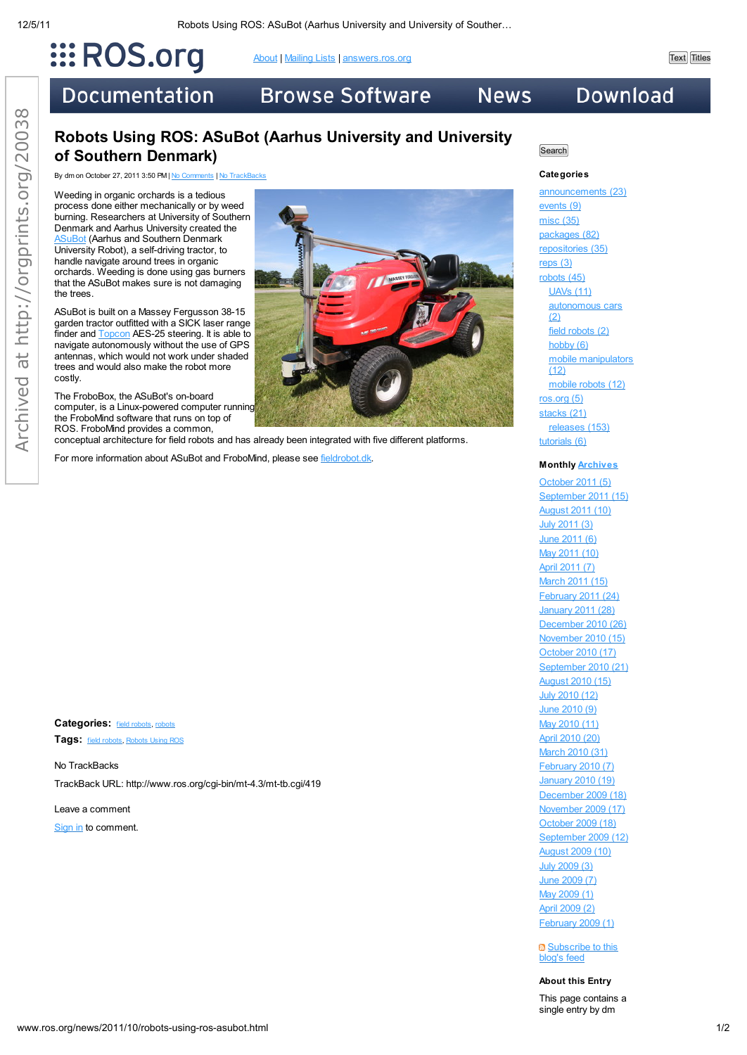ROS.org

About | Mailing Lists | answers.ros.org

Text | Titles

Documentation | Browse Software | News | Download

# Robots Using ROS: ASuBot (Aarhus University and University of Southern Denmark)

By dm on October 27, 2011 3:50 PM | No Comments | No TrackBacks

Weeding in organic orchards is a tedious process done either mechanically or by weed burning. Researchers at University of Southern Denmark and Aarhus University created the ASuBot (Aarhus and Southern Denmark University Robot), a self-driving tractor, to handle navigate around trees in organic orchards. Weeding is done using gas burners that the ASuBot makes sure is not damaging the trees.

ASuBot is built on a Massey Fergusson 38-15 garden tractor outfitted with a SICK laser range finder and Topcon AES-25 steering. It is able to navigate autonomously without the use of GPS antennas, which would not work under shaded trees and would also make the robot more costly.

The FroboBox, the ASuBot's on-board computer, is a Linux-powered computer running the FroboMind software that runs on top of ROS. FroboMind provides a common, conceptual architecture for field robots and has already been integrated with five different platforms.

For more information about ASuBot and FroboMind, please see fieldrobot.dk.

**Categories:** field robots, robots

**Tags:** field robots, Robots Using ROS

No TrackBacks

TrackBack URL: http://www.ros.org/cgi-bin/mt-4.3/mt-tb.cgi/419

Leave a comment

Sign in to comment.

Search

### Categories

- announcements (23)
- events (9)
- misc (35)
- packages (82)
- repositories (35)
- reps (3)
- robots (45)
  - UAVs (11)
  - autonomous cars (2)
  - field robots (2)
  - hobby (6)
  - mobile manipulators (12)
  - mobile robots (12)
- ros.org (5)
- stacks (21)
  - releases (153)
- tutorials (6)

### Monthly Archives

- October 2011 (5)
- September 2011 (15)
- August 2011 (10)
- July 2011 (3)
- June 2011 (6)
- May 2011 (10)
- April 2011 (7)
- March 2011 (15)
- February 2011 (24)
- January 2011 (28)
- December 2010 (26)
- November 2010 (15)
- October 2010 (17)
- September 2010 (21)
- August 2010 (15)
- July 2010 (12)
- June 2010 (9)
- May 2010 (11)
- April 2010 (20)
- March 2010 (31)
- February 2010 (7)
- January 2010 (19)
- December 2009 (18)
- November 2009 (17)
- October 2009 (18)
- September 2009 (12)
- August 2009 (10)
- July 2009 (3)
- June 2009 (7)
- May 2009 (1)
- April 2009 (2)
- February 2009 (1)

Subscribe to this blog's feed

### About this Entry

This page contains a single entry by dm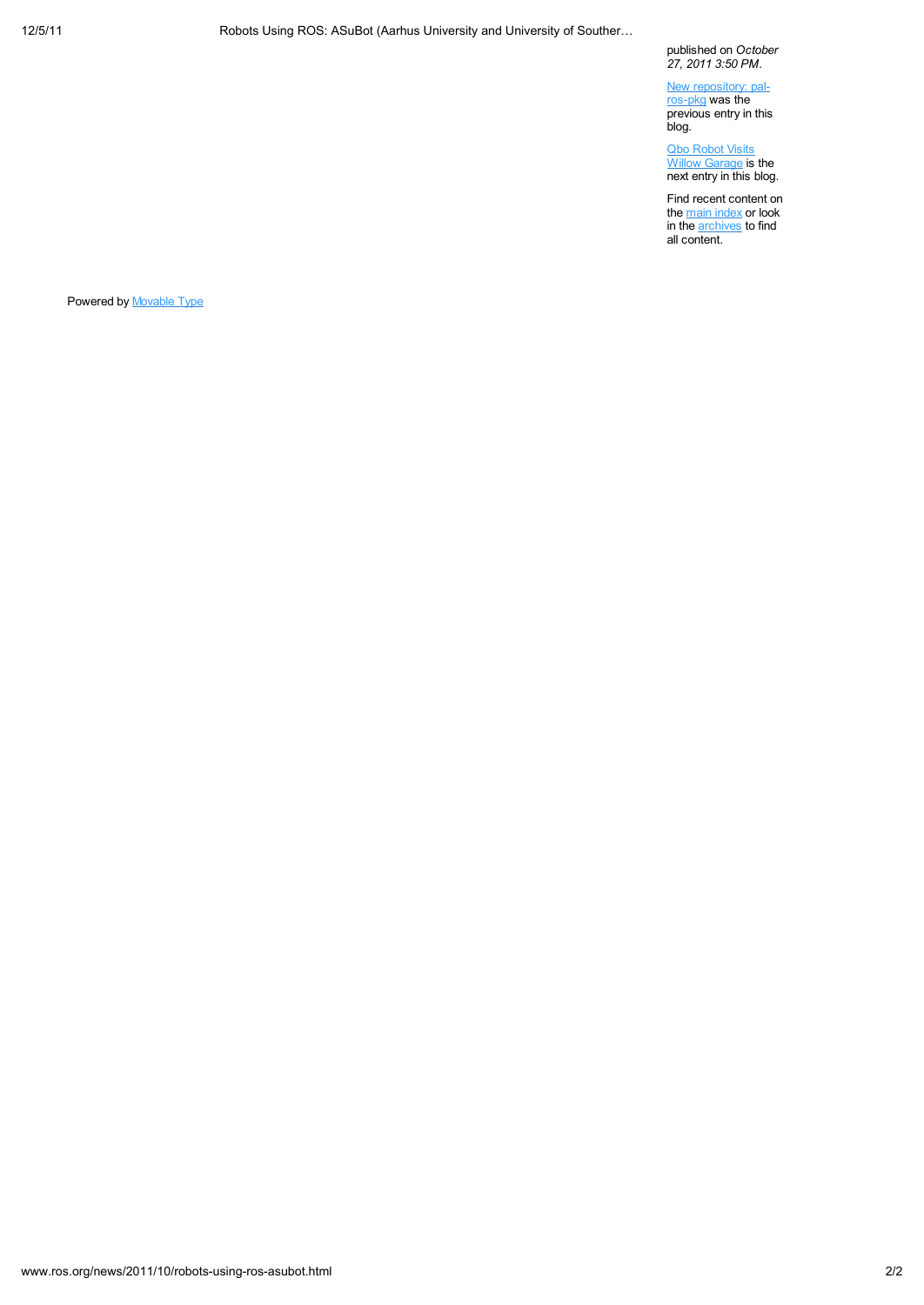published on *October 27, 2011 3:50 PM*.

New repository: pal-ros-pkg was the previous entry in this blog.

Qbo Robot Visits Willow Garage is the next entry in this blog.

Find recent content on the main index or look in the archives to find all content.

Powered by Movable Type